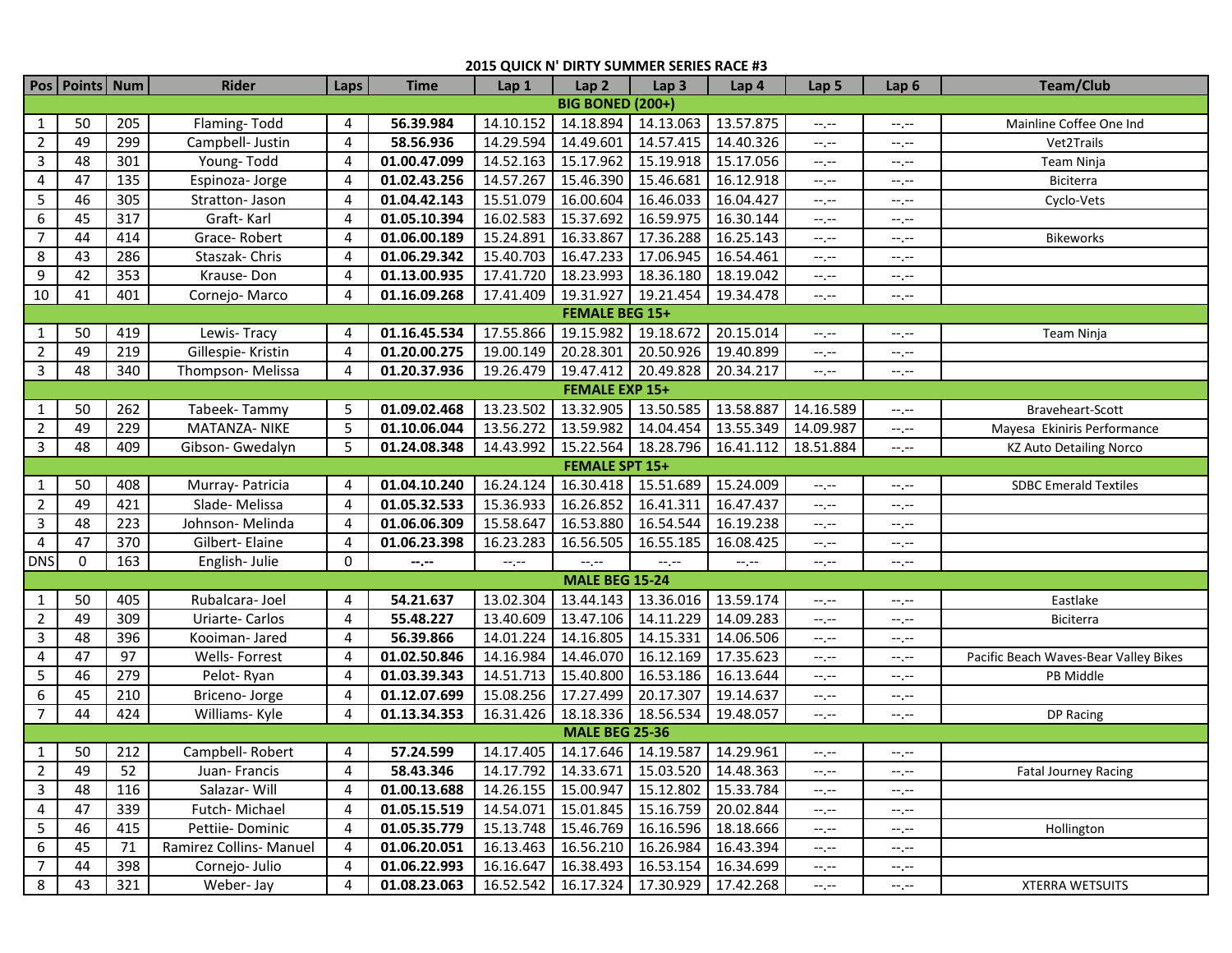## 2015 QUICK N' DIRTY SUMMER SERIES RACE #3

| Pos | Points | Num | Rider | Laps | Time | Lap 1 | Lap 2 | Lap 3 | Lap 4 | Lap 5 | Lap 6 | Team/Club |
|---|---|---|---|---|---|---|---|---|---|---|---|---|
| **BIG BONED (200+)** | | | | | | | | | | | | |
| 1 | 50 | 205 | Flaming- Todd | 4 | **56.39.984** | 14.10.152 | 14.18.894 | 14.13.063 | 13.57.875 | --.-- | --.-- | Mainline Coffee One Ind |
| 2 | 49 | 299 | Campbell- Justin | 4 | **58.56.936** | 14.29.594 | 14.49.601 | 14.57.415 | 14.40.326 | --.-- | --.-- | Vet2Trails |
| 3 | 48 | 301 | Young- Todd | 4 | **01.00.47.099** | 14.52.163 | 15.17.962 | 15.19.918 | 15.17.056 | --.-- | --.-- | Team Ninja |
| 4 | 47 | 135 | Espinoza- Jorge | 4 | **01.02.43.256** | 14.57.267 | 15.46.390 | 15.46.681 | 16.12.918 | --.-- | --.-- | Biciterra |
| 5 | 46 | 305 | Stratton- Jason | 4 | **01.04.42.143** | 15.51.079 | 16.00.604 | 16.46.033 | 16.04.427 | --.-- | --.-- | Cyclo-Vets |
| 6 | 45 | 317 | Graft- Karl | 4 | **01.05.10.394** | 16.02.583 | 15.37.692 | 16.59.975 | 16.30.144 | --.-- | --.-- | |
| 7 | 44 | 414 | Grace- Robert | 4 | **01.06.00.189** | 15.24.891 | 16.33.867 | 17.36.288 | 16.25.143 | --.-- | --.-- | Bikeworks |
| 8 | 43 | 286 | Staszak- Chris | 4 | **01.06.29.342** | 15.40.703 | 16.47.233 | 17.06.945 | 16.54.461 | --.-- | --.-- | |
| 9 | 42 | 353 | Krause- Don | 4 | **01.13.00.935** | 17.41.720 | 18.23.993 | 18.36.180 | 18.19.042 | --.-- | --.-- | |
| 10 | 41 | 401 | Cornejo- Marco | 4 | **01.16.09.268** | 17.41.409 | 19.31.927 | 19.21.454 | 19.34.478 | --.-- | --.-- | |
| **FEMALE BEG 15+** | | | | | | | | | | | | |
| 1 | 50 | 419 | Lewis- Tracy | 4 | **01.16.45.534** | 17.55.866 | 19.15.982 | 19.18.672 | 20.15.014 | --.-- | --.-- | Team Ninja |
| 2 | 49 | 219 | Gillespie- Kristin | 4 | **01.20.00.275** | 19.00.149 | 20.28.301 | 20.50.926 | 19.40.899 | --.-- | --.-- | |
| 3 | 48 | 340 | Thompson- Melissa | 4 | **01.20.37.936** | 19.26.479 | 19.47.412 | 20.49.828 | 20.34.217 | --.-- | --.-- | |
| **FEMALE EXP 15+** | | | | | | | | | | | | |
| 1 | 50 | 262 | Tabeek- Tammy | 5 | **01.09.02.468** | 13.23.502 | 13.32.905 | 13.50.585 | 13.58.887 | 14.16.589 | --.-- | Braveheart-Scott |
| 2 | 49 | 229 | MATANZA- NIKE | 5 | **01.10.06.044** | 13.56.272 | 13.59.982 | 14.04.454 | 13.55.349 | 14.09.987 | --.-- | Mayesa Ekiniris Performance |
| 3 | 48 | 409 | Gibson- Gwedalyn | 5 | **01.24.08.348** | 14.43.992 | 15.22.564 | 18.28.796 | 16.41.112 | 18.51.884 | --.-- | KZ Auto Detailing Norco |
| **FEMALE SPT 15+** | | | | | | | | | | | | |
| 1 | 50 | 408 | Murray- Patricia | 4 | **01.04.10.240** | 16.24.124 | 16.30.418 | 15.51.689 | 15.24.009 | --.-- | --.-- | SDBC Emerald Textiles |
| 2 | 49 | 421 | Slade- Melissa | 4 | **01.05.32.533** | 15.36.933 | 16.26.852 | 16.41.311 | 16.47.437 | --.-- | --.-- | |
| 3 | 48 | 223 | Johnson- Melinda | 4 | **01.06.06.309** | 15.58.647 | 16.53.880 | 16.54.544 | 16.19.238 | --.-- | --.-- | |
| 4 | 47 | 370 | Gilbert- Elaine | 4 | **01.06.23.398** | 16.23.283 | 16.56.505 | 16.55.185 | 16.08.425 | --.-- | --.-- | |
| DNS | 0 | 163 | English- Julie | 0 | **--.--** | --.-- | --.-- | --.-- | --.-- | --.-- | --.-- | |
| **MALE BEG 15-24** | | | | | | | | | | | | |
| 1 | 50 | 405 | Rubalcara- Joel | 4 | **54.21.637** | 13.02.304 | 13.44.143 | 13.36.016 | 13.59.174 | --.-- | --.-- | Eastlake |
| 2 | 49 | 309 | Uriarte- Carlos | 4 | **55.48.227** | 13.40.609 | 13.47.106 | 14.11.229 | 14.09.283 | --.-- | --.-- | Biciterra |
| 3 | 48 | 396 | Kooiman- Jared | 4 | **56.39.866** | 14.01.224 | 14.16.805 | 14.15.331 | 14.06.506 | --.-- | --.-- | |
| 4 | 47 | 97 | Wells- Forrest | 4 | **01.02.50.846** | 14.16.984 | 14.46.070 | 16.12.169 | 17.35.623 | --.-- | --.-- | Pacific Beach Waves-Bear Valley Bikes |
| 5 | 46 | 279 | Pelot- Ryan | 4 | **01.03.39.343** | 14.51.713 | 15.40.800 | 16.53.186 | 16.13.644 | --.-- | --.-- | PB Middle |
| 6 | 45 | 210 | Briceno- Jorge | 4 | **01.12.07.699** | 15.08.256 | 17.27.499 | 20.17.307 | 19.14.637 | --.-- | --.-- | |
| 7 | 44 | 424 | Williams- Kyle | 4 | **01.13.34.353** | 16.31.426 | 18.18.336 | 18.56.534 | 19.48.057 | --.-- | --.-- | DP Racing |
| **MALE BEG 25-36** | | | | | | | | | | | | |
| 1 | 50 | 212 | Campbell- Robert | 4 | **57.24.599** | 14.17.405 | 14.17.646 | 14.19.587 | 14.29.961 | --.-- | --.-- | |
| 2 | 49 | 52 | Juan- Francis | 4 | **58.43.346** | 14.17.792 | 14.33.671 | 15.03.520 | 14.48.363 | --.-- | --.-- | Fatal Journey Racing |
| 3 | 48 | 116 | Salazar- Will | 4 | **01.00.13.688** | 14.26.155 | 15.00.947 | 15.12.802 | 15.33.784 | --.-- | --.-- | |
| 4 | 47 | 339 | Futch- Michael | 4 | **01.05.15.519** | 14.54.071 | 15.01.845 | 15.16.759 | 20.02.844 | --.-- | --.-- | |
| 5 | 46 | 415 | Pettiie- Dominic | 4 | **01.05.35.779** | 15.13.748 | 15.46.769 | 16.16.596 | 18.18.666 | --.-- | --.-- | Hollington |
| 6 | 45 | 71 | Ramirez Collins- Manuel | 4 | **01.06.20.051** | 16.13.463 | 16.56.210 | 16.26.984 | 16.43.394 | --.-- | --.-- | |
| 7 | 44 | 398 | Cornejo- Julio | 4 | **01.06.22.993** | 16.16.647 | 16.38.493 | 16.53.154 | 16.34.699 | --.-- | --.-- | |
| 8 | 43 | 321 | Weber- Jay | 4 | **01.08.23.063** | 16.52.542 | 16.17.324 | 17.30.929 | 17.42.268 | --.-- | --.-- | XTERRA WETSUITS |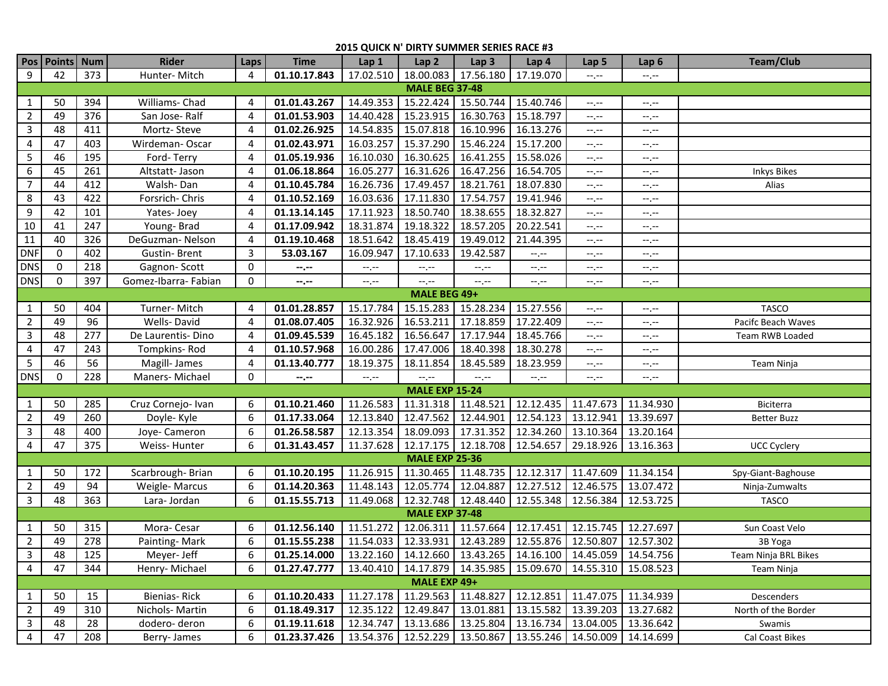## 2015 QUICK N' DIRTY SUMMER SERIES RACE #3

| Pos | Points | Num | Rider | Laps | Time | Lap 1 | Lap 2 | Lap 3 | Lap 4 | Lap 5 | Lap 6 | Team/Club |
|---|---|---|---|---|---|---|---|---|---|---|---|---|
| 9 | 42 | 373 | Hunter- Mitch | 4 | **01.10.17.843** | 17.02.510 | 18.00.083 | 17.56.180 | 17.19.070 | --.-- | --.-- | |
| | | | | | **MALE BEG 37-48** | | | | | | | |
| 1 | 50 | 394 | Williams- Chad | 4 | **01.01.43.267** | 14.49.353 | 15.22.424 | 15.50.744 | 15.40.746 | --.-- | --.-- | |
| 2 | 49 | 376 | San Jose- Ralf | 4 | **01.01.53.903** | 14.40.428 | 15.23.915 | 16.30.763 | 15.18.797 | --.-- | --.-- | |
| 3 | 48 | 411 | Mortz- Steve | 4 | **01.02.26.925** | 14.54.835 | 15.07.818 | 16.10.996 | 16.13.276 | --.-- | --.-- | |
| 4 | 47 | 403 | Wirdeman- Oscar | 4 | **01.02.43.971** | 16.03.257 | 15.37.290 | 15.46.224 | 15.17.200 | --.-- | --.-- | |
| 5 | 46 | 195 | Ford- Terry | 4 | **01.05.19.936** | 16.10.030 | 16.30.625 | 16.41.255 | 15.58.026 | --.-- | --.-- | |
| 6 | 45 | 261 | Altstatt- Jason | 4 | **01.06.18.864** | 16.05.277 | 16.31.626 | 16.47.256 | 16.54.705 | --.-- | --.-- | Inkys Bikes |
| 7 | 44 | 412 | Walsh- Dan | 4 | **01.10.45.784** | 16.26.736 | 17.49.457 | 18.21.761 | 18.07.830 | --.-- | --.-- | Alias |
| 8 | 43 | 422 | Forsrich- Chris | 4 | **01.10.52.169** | 16.03.636 | 17.11.830 | 17.54.757 | 19.41.946 | --.-- | --.-- | |
| 9 | 42 | 101 | Yates- Joey | 4 | **01.13.14.145** | 17.11.923 | 18.50.740 | 18.38.655 | 18.32.827 | --.-- | --.-- | |
| 10 | 41 | 247 | Young- Brad | 4 | **01.17.09.942** | 18.31.874 | 19.18.322 | 18.57.205 | 20.22.541 | --.-- | --.-- | |
| 11 | 40 | 326 | DeGuzman- Nelson | 4 | **01.19.10.468** | 18.51.642 | 18.45.419 | 19.49.012 | 21.44.395 | --.-- | --.-- | |
| DNF | 0 | 402 | Gustin- Brent | 3 | **53.03.167** | 16.09.947 | 17.10.633 | 19.42.587 | --.-- | --.-- | --.-- | |
| DNS | 0 | 218 | Gagnon- Scott | 0 | **--.--** | --.-- | --.-- | --.-- | --.-- | --.-- | --.-- | |
| DNS | 0 | 397 | Gomez-Ibarra- Fabian | 0 | **--.--** | --.-- | --.-- | --.-- | --.-- | --.-- | --.-- | |
| | | | | | **MALE BEG 49+** | | | | | | | |
| 1 | 50 | 404 | Turner- Mitch | 4 | **01.01.28.857** | 15.17.784 | 15.15.283 | 15.28.234 | 15.27.556 | --.-- | --.-- | TASCO |
| 2 | 49 | 96 | Wells- David | 4 | **01.08.07.405** | 16.32.926 | 16.53.211 | 17.18.859 | 17.22.409 | --.-- | --.-- | Pacifc Beach Waves |
| 3 | 48 | 277 | De Laurentis- Dino | 4 | **01.09.45.539** | 16.45.182 | 16.56.647 | 17.17.944 | 18.45.766 | --.-- | --.-- | Team RWB Loaded |
| 4 | 47 | 243 | Tompkins- Rod | 4 | **01.10.57.968** | 16.00.286 | 17.47.006 | 18.40.398 | 18.30.278 | --.-- | --.-- | |
| 5 | 46 | 56 | Magill- James | 4 | **01.13.40.777** | 18.19.375 | 18.11.854 | 18.45.589 | 18.23.959 | --.-- | --.-- | Team Ninja |
| DNS | 0 | 228 | Maners- Michael | 0 | **--.--** | --.-- | --.-- | --.-- | --.-- | --.-- | --.-- | |
| | | | | | **MALE EXP 15-24** | | | | | | | |
| 1 | 50 | 285 | Cruz Cornejo- Ivan | 6 | **01.10.21.460** | 11.26.583 | 11.31.318 | 11.48.521 | 12.12.435 | 11.47.673 | 11.34.930 | Biciterra |
| 2 | 49 | 260 | Doyle- Kyle | 6 | **01.17.33.064** | 12.13.840 | 12.47.562 | 12.44.901 | 12.54.123 | 13.12.941 | 13.39.697 | Better Buzz |
| 3 | 48 | 400 | Joye- Cameron | 6 | **01.26.58.587** | 12.13.354 | 18.09.093 | 17.31.352 | 12.34.260 | 13.10.364 | 13.20.164 | |
| 4 | 47 | 375 | Weiss- Hunter | 6 | **01.31.43.457** | 11.37.628 | 12.17.175 | 12.18.708 | 12.54.657 | 29.18.926 | 13.16.363 | UCC Cyclery |
| | | | | | **MALE EXP 25-36** | | | | | | | |
| 1 | 50 | 172 | Scarbrough- Brian | 6 | **01.10.20.195** | 11.26.915 | 11.30.465 | 11.48.735 | 12.12.317 | 11.47.609 | 11.34.154 | Spy-Giant-Baghouse |
| 2 | 49 | 94 | Weigle- Marcus | 6 | **01.14.20.363** | 11.48.143 | 12.05.774 | 12.04.887 | 12.27.512 | 12.46.575 | 13.07.472 | Ninja-Zumwalts |
| 3 | 48 | 363 | Lara- Jordan | 6 | **01.15.55.713** | 11.49.068 | 12.32.748 | 12.48.440 | 12.55.348 | 12.56.384 | 12.53.725 | TASCO |
| | | | | | **MALE EXP 37-48** | | | | | | | |
| 1 | 50 | 315 | Mora- Cesar | 6 | **01.12.56.140** | 11.51.272 | 12.06.311 | 11.57.664 | 12.17.451 | 12.15.745 | 12.27.697 | Sun Coast Velo |
| 2 | 49 | 278 | Painting- Mark | 6 | **01.15.55.238** | 11.54.033 | 12.33.931 | 12.43.289 | 12.55.876 | 12.50.807 | 12.57.302 | 3B Yoga |
| 3 | 48 | 125 | Meyer- Jeff | 6 | **01.25.14.000** | 13.22.160 | 14.12.660 | 13.43.265 | 14.16.100 | 14.45.059 | 14.54.756 | Team Ninja BRL Bikes |
| 4 | 47 | 344 | Henry- Michael | 6 | **01.27.47.777** | 13.40.410 | 14.17.879 | 14.35.985 | 15.09.670 | 14.55.310 | 15.08.523 | Team Ninja |
| | | | | | **MALE EXP 49+** | | | | | | | |
| 1 | 50 | 15 | Bienias- Rick | 6 | **01.10.20.433** | 11.27.178 | 11.29.563 | 11.48.827 | 12.12.851 | 11.47.075 | 11.34.939 | Descenders |
| 2 | 49 | 310 | Nichols- Martin | 6 | **01.18.49.317** | 12.35.122 | 12.49.847 | 13.01.881 | 13.15.582 | 13.39.203 | 13.27.682 | North of the Border |
| 3 | 48 | 28 | dodero- deron | 6 | **01.19.11.618** | 12.34.747 | 13.13.686 | 13.25.804 | 13.16.734 | 13.04.005 | 13.36.642 | Swamis |
| 4 | 47 | 208 | Berry- James | 6 | **01.23.37.426** | 13.54.376 | 12.52.229 | 13.50.867 | 13.55.246 | 14.50.009 | 14.14.699 | Cal Coast Bikes |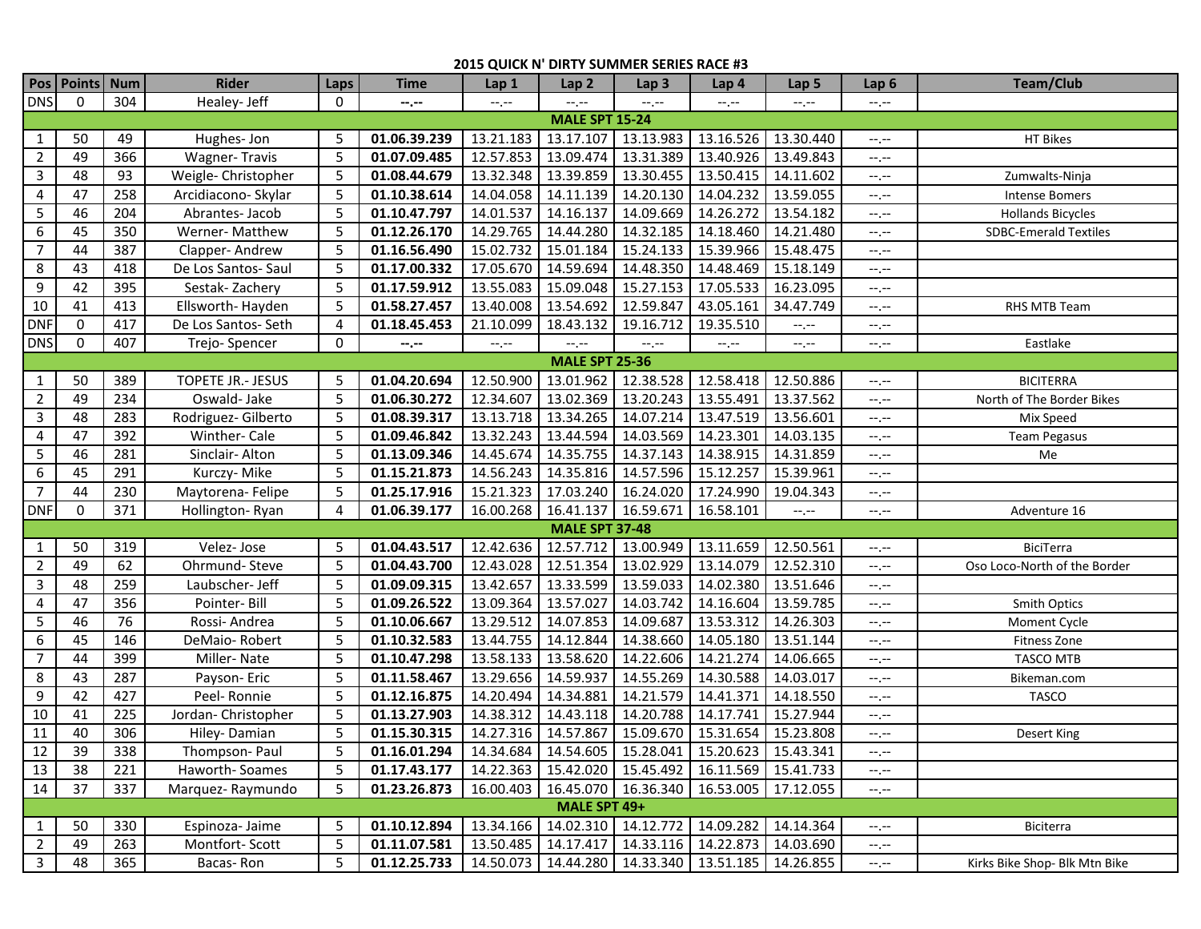## 2015 QUICK N' DIRTY SUMMER SERIES RACE #3

| Pos | Points | Num | Rider | Laps | Time | Lap 1 | Lap 2 | Lap 3 | Lap 4 | Lap 5 | Lap 6 | Team/Club |
|---|---|---|---|---|---|---|---|---|---|---|---|---|
| DNS | 0 | 304 | Healey- Jeff | 0 | **--.--** | --.-- | --.-- | --.-- | --.-- | --.-- | --.-- | |
| **MALE SPT 15-24** | | | | | | | | | | | | |
| 1 | 50 | 49 | Hughes- Jon | 5 | **01.06.39.239** | 13.21.183 | 13.17.107 | 13.13.983 | 13.16.526 | 13.30.440 | --.-- | HT Bikes |
| 2 | 49 | 366 | Wagner- Travis | 5 | **01.07.09.485** | 12.57.853 | 13.09.474 | 13.31.389 | 13.40.926 | 13.49.843 | --.-- | |
| 3 | 48 | 93 | Weigle- Christopher | 5 | **01.08.44.679** | 13.32.348 | 13.39.859 | 13.30.455 | 13.50.415 | 14.11.602 | --.-- | Zumwalts-Ninja |
| 4 | 47 | 258 | Arcidiacono- Skylar | 5 | **01.10.38.614** | 14.04.058 | 14.11.139 | 14.20.130 | 14.04.232 | 13.59.055 | --.-- | Intense Bomers |
| 5 | 46 | 204 | Abrantes- Jacob | 5 | **01.10.47.797** | 14.01.537 | 14.16.137 | 14.09.669 | 14.26.272 | 13.54.182 | --.-- | Hollands Bicycles |
| 6 | 45 | 350 | Werner- Matthew | 5 | **01.12.26.170** | 14.29.765 | 14.44.280 | 14.32.185 | 14.18.460 | 14.21.480 | --.-- | SDBC-Emerald Textiles |
| 7 | 44 | 387 | Clapper- Andrew | 5 | **01.16.56.490** | 15.02.732 | 15.01.184 | 15.24.133 | 15.39.966 | 15.48.475 | --.-- | |
| 8 | 43 | 418 | De Los Santos- Saul | 5 | **01.17.00.332** | 17.05.670 | 14.59.694 | 14.48.350 | 14.48.469 | 15.18.149 | --.-- | |
| 9 | 42 | 395 | Sestak- Zachery | 5 | **01.17.59.912** | 13.55.083 | 15.09.048 | 15.27.153 | 17.05.533 | 16.23.095 | --.-- | |
| 10 | 41 | 413 | Ellsworth- Hayden | 5 | **01.58.27.457** | 13.40.008 | 13.54.692 | 12.59.847 | 43.05.161 | 34.47.749 | --.-- | RHS MTB Team |
| DNF | 0 | 417 | De Los Santos- Seth | 4 | **01.18.45.453** | 21.10.099 | 18.43.132 | 19.16.712 | 19.35.510 | --.-- | --.-- | |
| DNS | 0 | 407 | Trejo- Spencer | 0 | **--.--** | --.-- | --.-- | --.-- | --.-- | --.-- | --.-- | Eastlake |
| **MALE SPT 25-36** | | | | | | | | | | | | |
| 1 | 50 | 389 | TOPETE JR.- JESUS | 5 | **01.04.20.694** | 12.50.900 | 13.01.962 | 12.38.528 | 12.58.418 | 12.50.886 | --.-- | BICITERRA |
| 2 | 49 | 234 | Oswald- Jake | 5 | **01.06.30.272** | 12.34.607 | 13.02.369 | 13.20.243 | 13.55.491 | 13.37.562 | --.-- | North of The Border Bikes |
| 3 | 48 | 283 | Rodriguez- Gilberto | 5 | **01.08.39.317** | 13.13.718 | 13.34.265 | 14.07.214 | 13.47.519 | 13.56.601 | --.-- | Mix Speed |
| 4 | 47 | 392 | Winther- Cale | 5 | **01.09.46.842** | 13.32.243 | 13.44.594 | 14.03.569 | 14.23.301 | 14.03.135 | --.-- | Team Pegasus |
| 5 | 46 | 281 | Sinclair- Alton | 5 | **01.13.09.346** | 14.45.674 | 14.35.755 | 14.37.143 | 14.38.915 | 14.31.859 | --.-- | Me |
| 6 | 45 | 291 | Kurczy- Mike | 5 | **01.15.21.873** | 14.56.243 | 14.35.816 | 14.57.596 | 15.12.257 | 15.39.961 | --.-- | |
| 7 | 44 | 230 | Maytorena- Felipe | 5 | **01.25.17.916** | 15.21.323 | 17.03.240 | 16.24.020 | 17.24.990 | 19.04.343 | --.-- | |
| DNF | 0 | 371 | Hollington- Ryan | 4 | **01.06.39.177** | 16.00.268 | 16.41.137 | 16.59.671 | 16.58.101 | --.-- | --.-- | Adventure 16 |
| **MALE SPT 37-48** | | | | | | | | | | | | |
| 1 | 50 | 319 | Velez- Jose | 5 | **01.04.43.517** | 12.42.636 | 12.57.712 | 13.00.949 | 13.11.659 | 12.50.561 | --.-- | BiciTerra |
| 2 | 49 | 62 | Ohrmund- Steve | 5 | **01.04.43.700** | 12.43.028 | 12.51.354 | 13.02.929 | 13.14.079 | 12.52.310 | --.-- | Oso Loco-North of the Border |
| 3 | 48 | 259 | Laubscher- Jeff | 5 | **01.09.09.315** | 13.42.657 | 13.33.599 | 13.59.033 | 14.02.380 | 13.51.646 | --.-- | |
| 4 | 47 | 356 | Pointer- Bill | 5 | **01.09.26.522** | 13.09.364 | 13.57.027 | 14.03.742 | 14.16.604 | 13.59.785 | --.-- | Smith Optics |
| 5 | 46 | 76 | Rossi- Andrea | 5 | **01.10.06.667** | 13.29.512 | 14.07.853 | 14.09.687 | 13.53.312 | 14.26.303 | --.-- | Moment Cycle |
| 6 | 45 | 146 | DeMaio- Robert | 5 | **01.10.32.583** | 13.44.755 | 14.12.844 | 14.38.660 | 14.05.180 | 13.51.144 | --.-- | Fitness Zone |
| 7 | 44 | 399 | Miller- Nate | 5 | **01.10.47.298** | 13.58.133 | 13.58.620 | 14.22.606 | 14.21.274 | 14.06.665 | --.-- | TASCO MTB |
| 8 | 43 | 287 | Payson- Eric | 5 | **01.11.58.467** | 13.29.656 | 14.59.937 | 14.55.269 | 14.30.588 | 14.03.017 | --.-- | Bikeman.com |
| 9 | 42 | 427 | Peel- Ronnie | 5 | **01.12.16.875** | 14.20.494 | 14.34.881 | 14.21.579 | 14.41.371 | 14.18.550 | --.-- | TASCO |
| 10 | 41 | 225 | Jordan- Christopher | 5 | **01.13.27.903** | 14.38.312 | 14.43.118 | 14.20.788 | 14.17.741 | 15.27.944 | --.-- | |
| 11 | 40 | 306 | Hiley- Damian | 5 | **01.15.30.315** | 14.27.316 | 14.57.867 | 15.09.670 | 15.31.654 | 15.23.808 | --.-- | Desert King |
| 12 | 39 | 338 | Thompson- Paul | 5 | **01.16.01.294** | 14.34.684 | 14.54.605 | 15.28.041 | 15.20.623 | 15.43.341 | --.-- | |
| 13 | 38 | 221 | Haworth- Soames | 5 | **01.17.43.177** | 14.22.363 | 15.42.020 | 15.45.492 | 16.11.569 | 15.41.733 | --.-- | |
| 14 | 37 | 337 | Marquez- Raymundo | 5 | **01.23.26.873** | 16.00.403 | 16.45.070 | 16.36.340 | 16.53.005 | 17.12.055 | --.-- | |
| **MALE SPT 49+** | | | | | | | | | | | | |
| 1 | 50 | 330 | Espinoza- Jaime | 5 | **01.10.12.894** | 13.34.166 | 14.02.310 | 14.12.772 | 14.09.282 | 14.14.364 | --.-- | Biciterra |
| 2 | 49 | 263 | Montfort- Scott | 5 | **01.11.07.581** | 13.50.485 | 14.17.417 | 14.33.116 | 14.22.873 | 14.03.690 | --.-- | |
| 3 | 48 | 365 | Bacas- Ron | 5 | **01.12.25.733** | 14.50.073 | 14.44.280 | 14.33.340 | 13.51.185 | 14.26.855 | --.-- | Kirks Bike Shop- Blk Mtn Bike |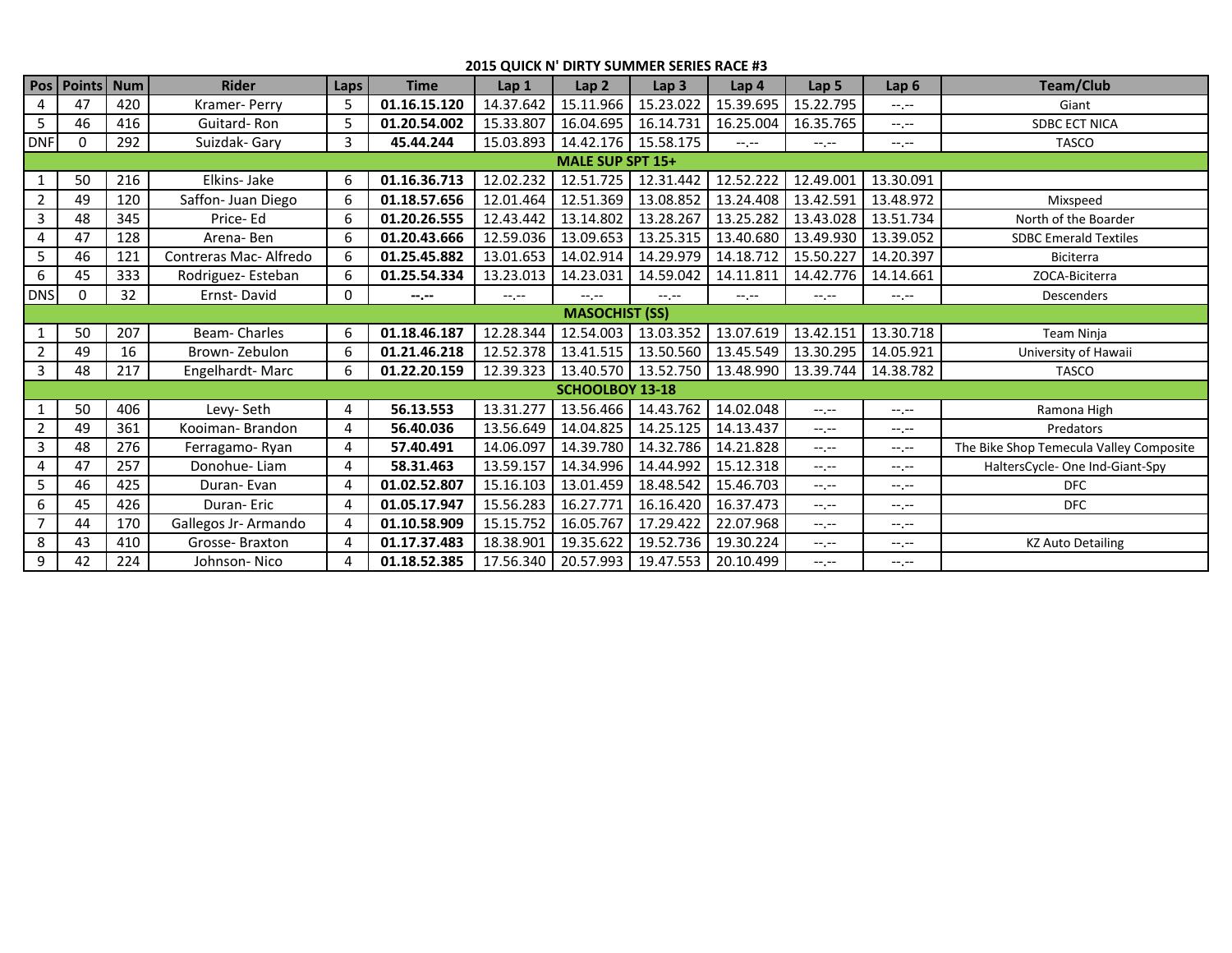## 2015 QUICK N' DIRTY SUMMER SERIES RACE #3

| Pos | Points | Num | Rider | Laps | Time | Lap 1 | Lap 2 | Lap 3 | Lap 4 | Lap 5 | Lap 6 | Team/Club |
|---|---|---|---|---|---|---|---|---|---|---|---|---|
| 4 | 47 | 420 | Kramer- Perry | 5 | **01.16.15.120** | 14.37.642 | 15.11.966 | 15.23.022 | 15.39.695 | 15.22.795 | --.-- | Giant |
| 5 | 46 | 416 | Guitard- Ron | 5 | **01.20.54.002** | 15.33.807 | 16.04.695 | 16.14.731 | 16.25.004 | 16.35.765 | --.-- | SDBC ECT NICA |
| DNF | 0 | 292 | Suizdak- Gary | 3 | **45.44.244** | 15.03.893 | 14.42.176 | 15.58.175 | --.-- | --.-- | --.-- | TASCO |
| | | | | | **MALE SUP SPT 15+** | | | | | | | |
| 1 | 50 | 216 | Elkins- Jake | 6 | **01.16.36.713** | 12.02.232 | 12.51.725 | 12.31.442 | 12.52.222 | 12.49.001 | 13.30.091 | |
| 2 | 49 | 120 | Saffon- Juan Diego | 6 | **01.18.57.656** | 12.01.464 | 12.51.369 | 13.08.852 | 13.24.408 | 13.42.591 | 13.48.972 | Mixspeed |
| 3 | 48 | 345 | Price- Ed | 6 | **01.20.26.555** | 12.43.442 | 13.14.802 | 13.28.267 | 13.25.282 | 13.43.028 | 13.51.734 | North of the Boarder |
| 4 | 47 | 128 | Arena- Ben | 6 | **01.20.43.666** | 12.59.036 | 13.09.653 | 13.25.315 | 13.40.680 | 13.49.930 | 13.39.052 | SDBC Emerald Textiles |
| 5 | 46 | 121 | Contreras Mac- Alfredo | 6 | **01.25.45.882** | 13.01.653 | 14.02.914 | 14.29.979 | 14.18.712 | 15.50.227 | 14.20.397 | Biciterra |
| 6 | 45 | 333 | Rodriguez- Esteban | 6 | **01.25.54.334** | 13.23.013 | 14.23.031 | 14.59.042 | 14.11.811 | 14.42.776 | 14.14.661 | ZOCA-Biciterra |
| DNS | 0 | 32 | Ernst- David | 0 | **--.--** | --.-- | --.-- | --.-- | --.-- | --.-- | --.-- | Descenders |
| | | | | | **MASOCHIST (SS)** | | | | | | | |
| 1 | 50 | 207 | Beam- Charles | 6 | **01.18.46.187** | 12.28.344 | 12.54.003 | 13.03.352 | 13.07.619 | 13.42.151 | 13.30.718 | Team Ninja |
| 2 | 49 | 16 | Brown- Zebulon | 6 | **01.21.46.218** | 12.52.378 | 13.41.515 | 13.50.560 | 13.45.549 | 13.30.295 | 14.05.921 | University of Hawaii |
| 3 | 48 | 217 | Engelhardt- Marc | 6 | **01.22.20.159** | 12.39.323 | 13.40.570 | 13.52.750 | 13.48.990 | 13.39.744 | 14.38.782 | TASCO |
| | | | | | **SCHOOLBOY 13-18** | | | | | | | |
| 1 | 50 | 406 | Levy- Seth | 4 | **56.13.553** | 13.31.277 | 13.56.466 | 14.43.762 | 14.02.048 | --.-- | --.-- | Ramona High |
| 2 | 49 | 361 | Kooiman- Brandon | 4 | **56.40.036** | 13.56.649 | 14.04.825 | 14.25.125 | 14.13.437 | --.-- | --.-- | Predators |
| 3 | 48 | 276 | Ferragamo- Ryan | 4 | **57.40.491** | 14.06.097 | 14.39.780 | 14.32.786 | 14.21.828 | --.-- | --.-- | The Bike Shop Temecula Valley Composite |
| 4 | 47 | 257 | Donohue- Liam | 4 | **58.31.463** | 13.59.157 | 14.34.996 | 14.44.992 | 15.12.318 | --.-- | --.-- | HaltersCycle- One Ind-Giant-Spy |
| 5 | 46 | 425 | Duran- Evan | 4 | **01.02.52.807** | 15.16.103 | 13.01.459 | 18.48.542 | 15.46.703 | --.-- | --.-- | DFC |
| 6 | 45 | 426 | Duran- Eric | 4 | **01.05.17.947** | 15.56.283 | 16.27.771 | 16.16.420 | 16.37.473 | --.-- | --.-- | DFC |
| 7 | 44 | 170 | Gallegos Jr- Armando | 4 | **01.10.58.909** | 15.15.752 | 16.05.767 | 17.29.422 | 22.07.968 | --.-- | --.-- | |
| 8 | 43 | 410 | Grosse- Braxton | 4 | **01.17.37.483** | 18.38.901 | 19.35.622 | 19.52.736 | 19.30.224 | --.-- | --.-- | KZ Auto Detailing |
| 9 | 42 | 224 | Johnson- Nico | 4 | **01.18.52.385** | 17.56.340 | 20.57.993 | 19.47.553 | 20.10.499 | --.-- | --.-- | |